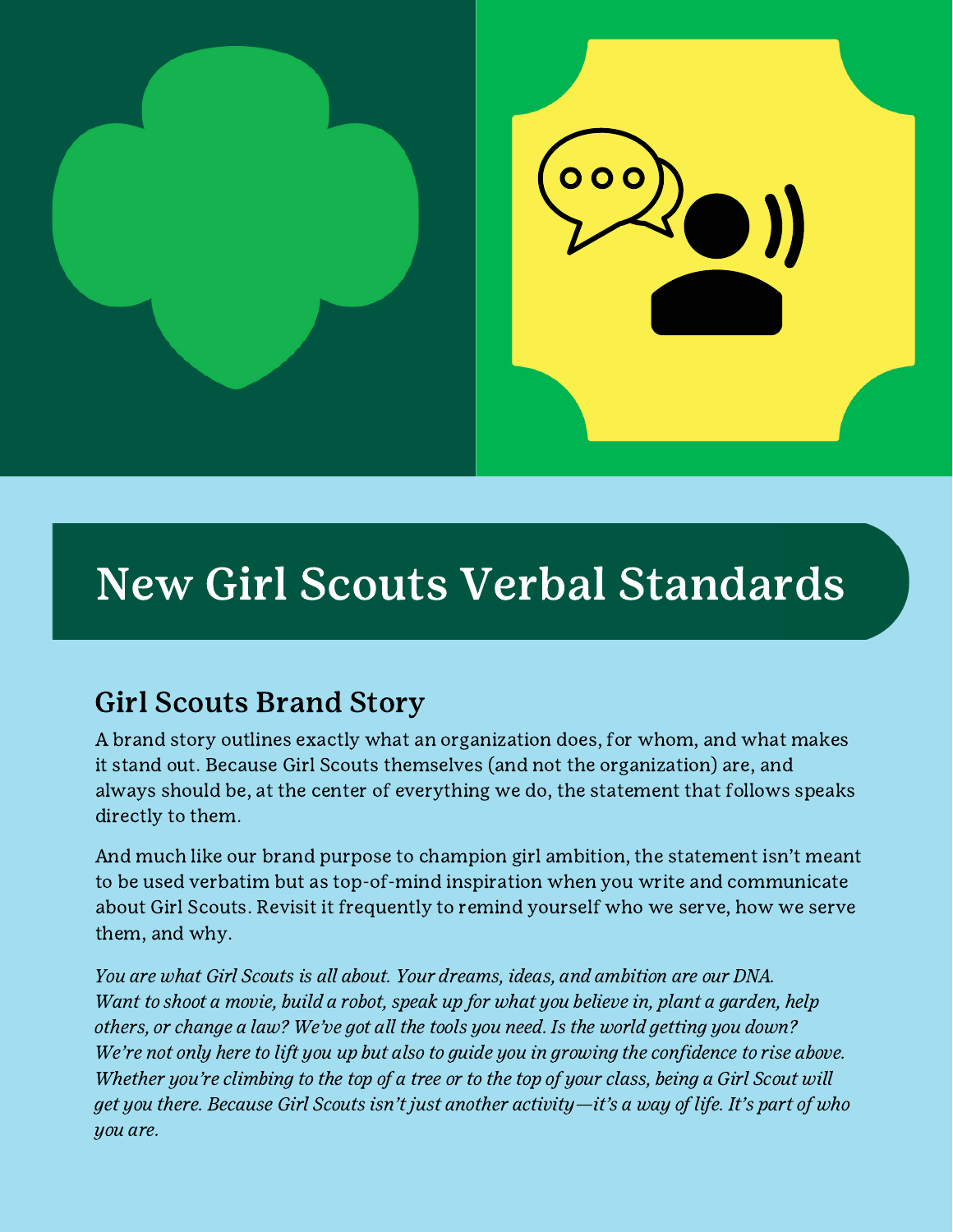# New Girl Scouts Verbal Standards

## Girl Scouts Brand Story

A brand story outlines exactly what an organization does, for whom, and what makes it stand out. Because Girl Scouts themselves (and not the organization) are, and always should be, at the center of everything we do, the statement that follows speaks directly to them.

And much like our brand purpose to champion girl ambition, the statement isn't meant to be used verbatim but as top-of-mind inspiration when you write and communicate about Girl Scouts. Revisit it frequently to remind yourself who we serve, how we serve them, and why.

*You are what Girl Scouts is all about. Your dreams, ideas, and ambition are our DNA. Want to shoot a movie, build a robot, speak up for what you believe in, plant a garden, help others, or change a law? We've got all the tools you need. Is the world getting you down? We're not only here to lift you up but also to guide you in growing the confidence to rise above. Whether you're climbing to the top of a tree or to the top of your class, being a Girl Scout will get you there. Because Girl Scouts isn't just another activity—it's a way of life. It's part of who you are.*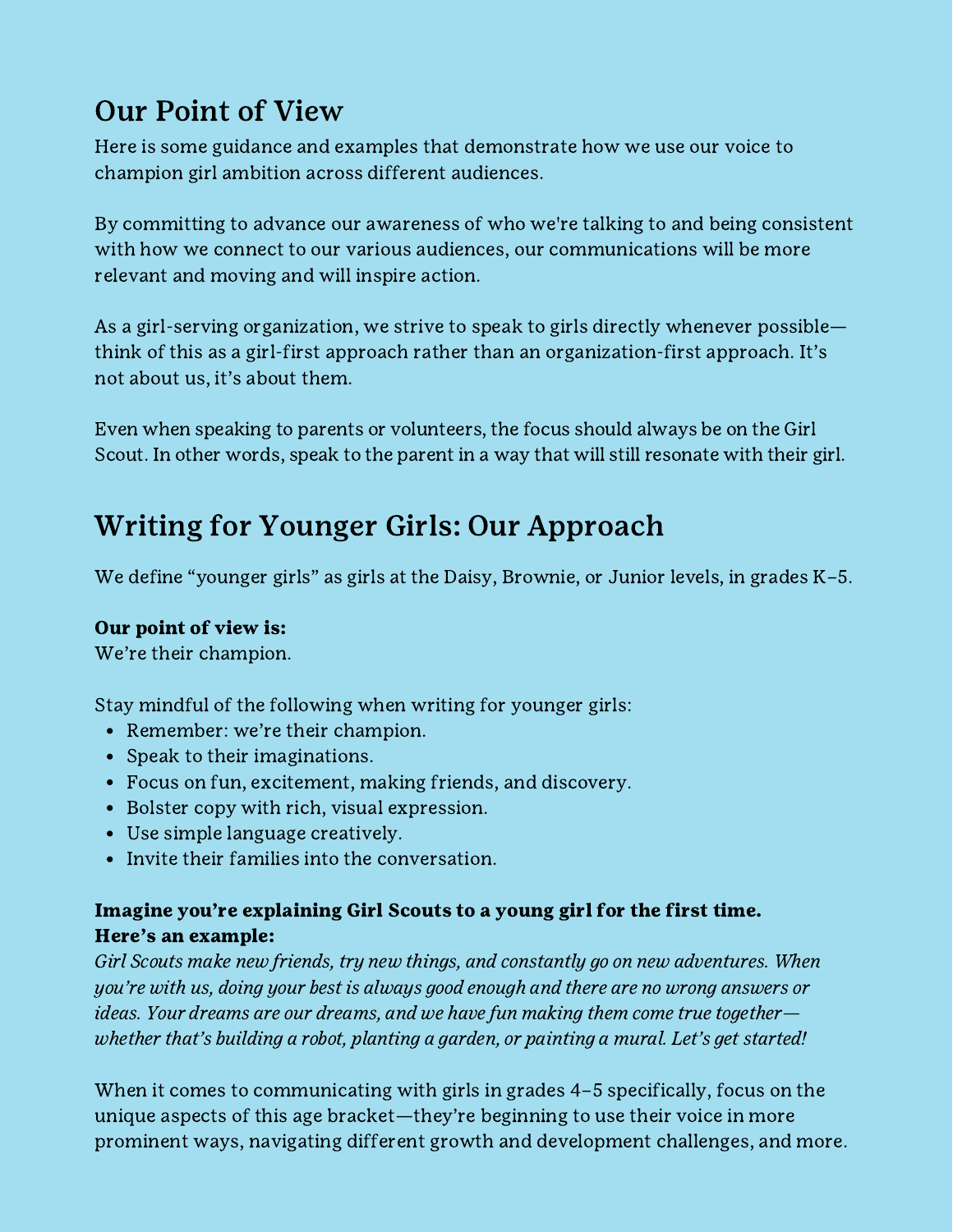## Our Point of View

Here is some guidance and examples that demonstrate how we use our voice to champion girl ambition across different audiences.

By committing to advance our awareness of who we're talking to and being consistent with how we connect to our various audiences, our communications will be more relevant and moving and will inspire action.

As a girl-serving organization, we strive to speak to girls directly whenever possible—think of this as a girl-first approach rather than an organization-first approach. It's not about us, it's about them.

Even when speaking to parents or volunteers, the focus should always be on the Girl Scout. In other words, speak to the parent in a way that will still resonate with their girl.

## Writing for Younger Girls: Our Approach

We define "younger girls" as girls at the Daisy, Brownie, or Junior levels, in grades K–5.

**Our point of view is:**
We're their champion.

Stay mindful of the following when writing for younger girls:

- Remember: we're their champion.
- Speak to their imaginations.
- Focus on fun, excitement, making friends, and discovery.
- Bolster copy with rich, visual expression.
- Use simple language creatively.
- Invite their families into the conversation.

**Imagine you're explaining Girl Scouts to a young girl for the first time. Here's an example:**
*Girl Scouts make new friends, try new things, and constantly go on new adventures. When you're with us, doing your best is always good enough and there are no wrong answers or ideas. Your dreams are our dreams, and we have fun making them come true together—whether that's building a robot, planting a garden, or painting a mural. Let's get started!*

When it comes to communicating with girls in grades 4–5 specifically, focus on the unique aspects of this age bracket—they're beginning to use their voice in more prominent ways, navigating different growth and development challenges, and more.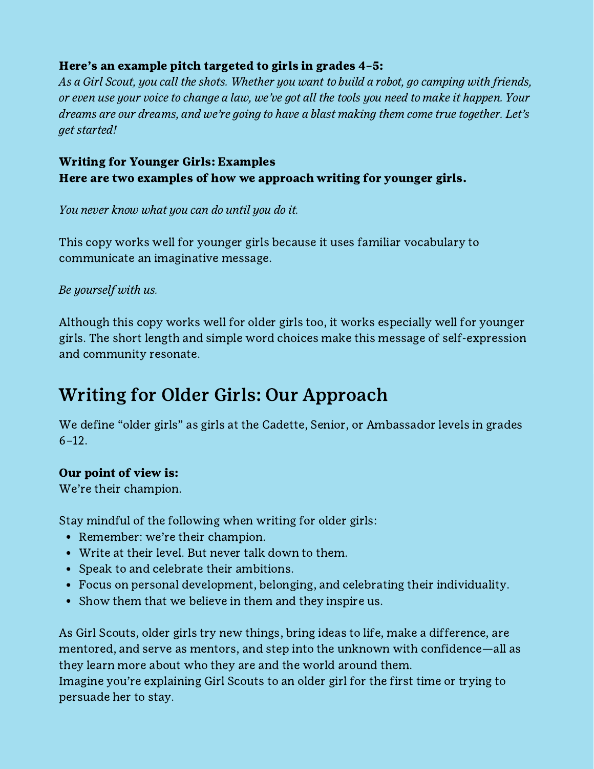**Here's an example pitch targeted to girls in grades 4–5:**
*As a Girl Scout, you call the shots. Whether you want to build a robot, go camping with friends, or even use your voice to change a law, we've got all the tools you need to make it happen. Your dreams are our dreams, and we're going to have a blast making them come true together. Let's get started!*

**Writing for Younger Girls: Examples**
**Here are two examples of how we approach writing for younger girls.**

*You never know what you can do until you do it.*

This copy works well for younger girls because it uses familiar vocabulary to communicate an imaginative message.

*Be yourself with us.*

Although this copy works well for older girls too, it works especially well for younger girls. The short length and simple word choices make this message of self-expression and community resonate.

## Writing for Older Girls: Our Approach

We define "older girls" as girls at the Cadette, Senior, or Ambassador levels in grades 6–12.

**Our point of view is:**
We're their champion.

Stay mindful of the following when writing for older girls:

- Remember: we're their champion.
- Write at their level. But never talk down to them.
- Speak to and celebrate their ambitions.
- Focus on personal development, belonging, and celebrating their individuality.
- Show them that we believe in them and they inspire us.

As Girl Scouts, older girls try new things, bring ideas to life, make a difference, are mentored, and serve as mentors, and step into the unknown with confidence—all as they learn more about who they are and the world around them.
Imagine you're explaining Girl Scouts to an older girl for the first time or trying to persuade her to stay.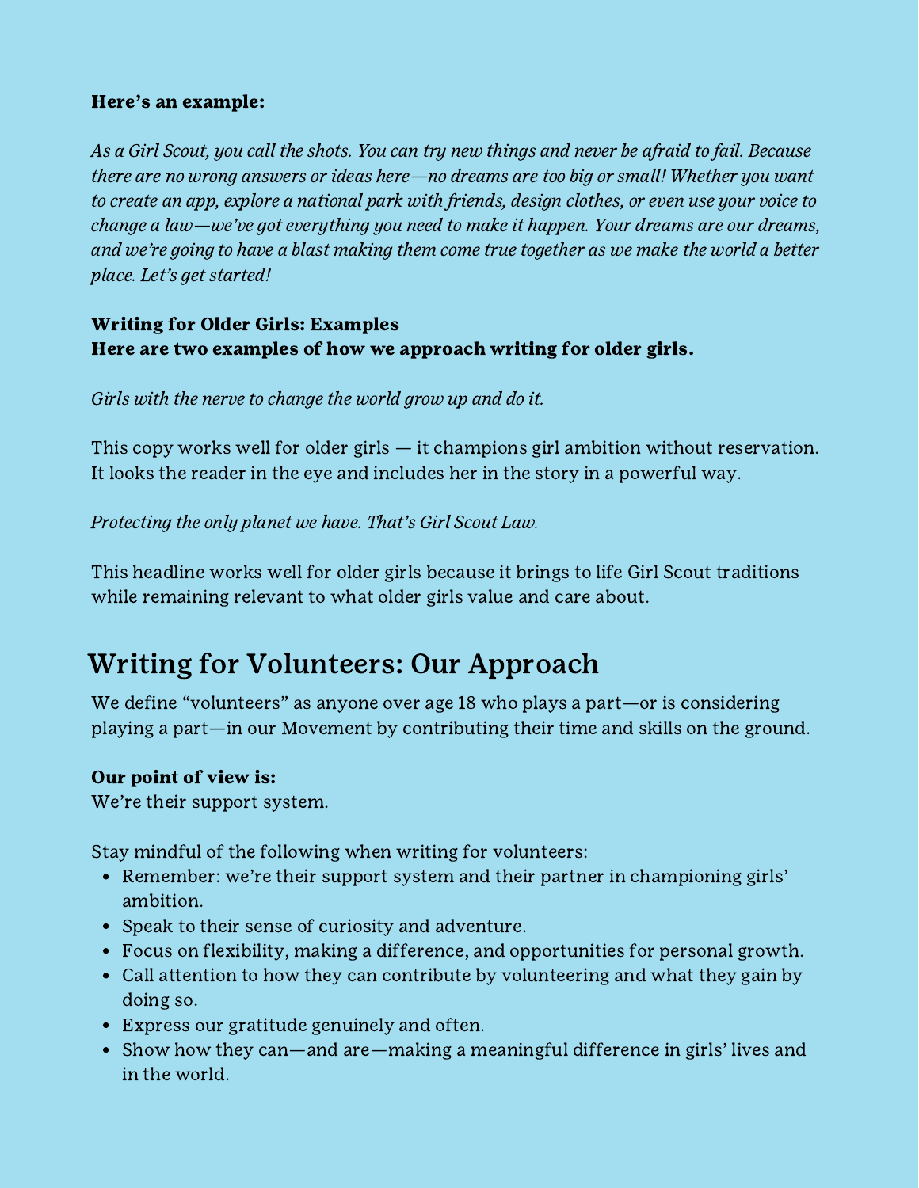**Here's an example:**

*As a Girl Scout, you call the shots. You can try new things and never be afraid to fail. Because there are no wrong answers or ideas here—no dreams are too big or small! Whether you want to create an app, explore a national park with friends, design clothes, or even use your voice to change a law—we've got everything you need to make it happen. Your dreams are our dreams, and we're going to have a blast making them come true together as we make the world a better place. Let's get started!*

**Writing for Older Girls: Examples**
**Here are two examples of how we approach writing for older girls.**

*Girls with the nerve to change the world grow up and do it.*

This copy works well for older girls — it champions girl ambition without reservation. It looks the reader in the eye and includes her in the story in a powerful way.

*Protecting the only planet we have. That's Girl Scout Law.*

This headline works well for older girls because it brings to life Girl Scout traditions while remaining relevant to what older girls value and care about.

## Writing for Volunteers: Our Approach

We define "volunteers" as anyone over age 18 who plays a part—or is considering playing a part—in our Movement by contributing their time and skills on the ground.

**Our point of view is:**
We're their support system.

Stay mindful of the following when writing for volunteers:

- Remember: we're their support system and their partner in championing girls' ambition.
- Speak to their sense of curiosity and adventure.
- Focus on flexibility, making a difference, and opportunities for personal growth.
- Call attention to how they can contribute by volunteering and what they gain by doing so.
- Express our gratitude genuinely and often.
- Show how they can—and are—making a meaningful difference in girls' lives and in the world.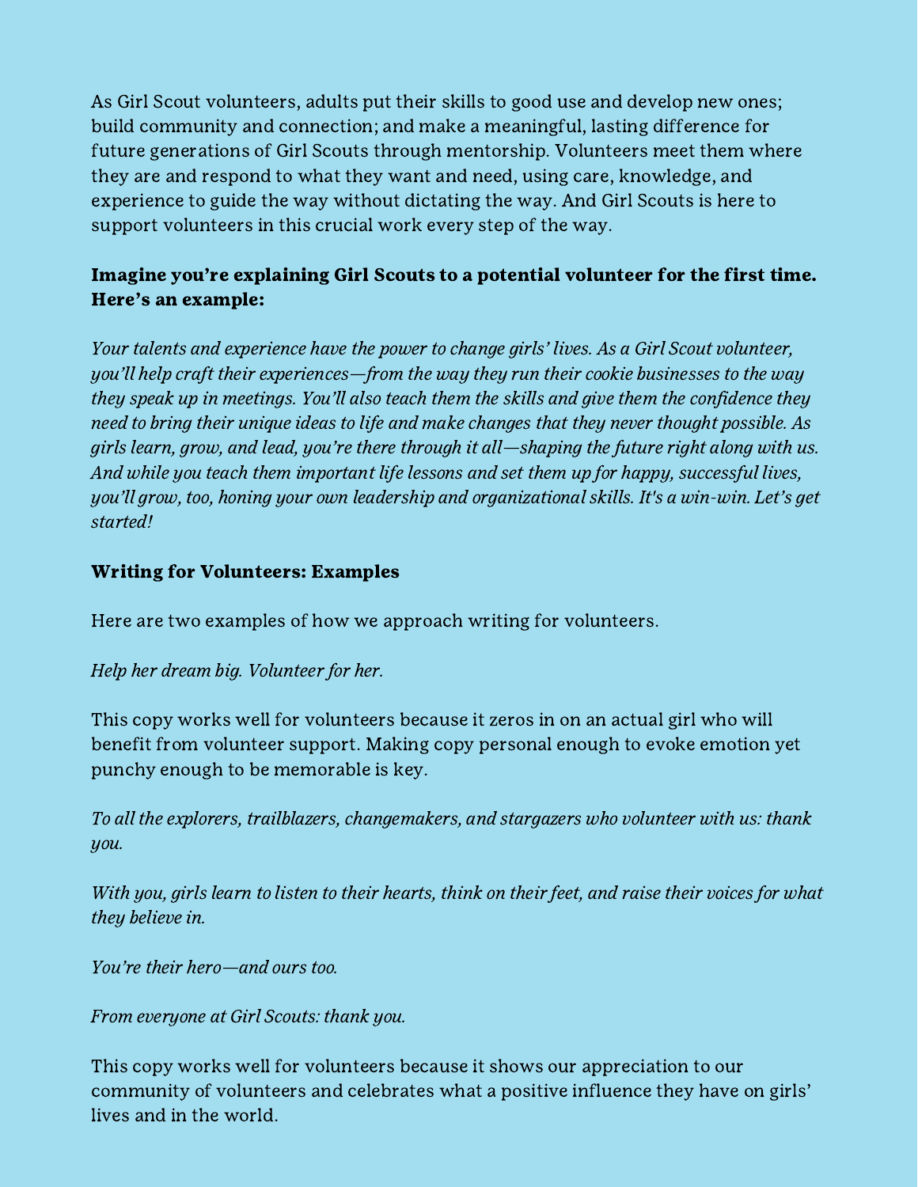As Girl Scout volunteers, adults put their skills to good use and develop new ones; build community and connection; and make a meaningful, lasting difference for future generations of Girl Scouts through mentorship. Volunteers meet them where they are and respond to what they want and need, using care, knowledge, and experience to guide the way without dictating the way. And Girl Scouts is here to support volunteers in this crucial work every step of the way.

**Imagine you're explaining Girl Scouts to a potential volunteer for the first time. Here's an example:**

*Your talents and experience have the power to change girls' lives. As a Girl Scout volunteer, you'll help craft their experiences—from the way they run their cookie businesses to the way they speak up in meetings. You'll also teach them the skills and give them the confidence they need to bring their unique ideas to life and make changes that they never thought possible. As girls learn, grow, and lead, you're there through it all—shaping the future right along with us. And while you teach them important life lessons and set them up for happy, successful lives, you'll grow, too, honing your own leadership and organizational skills. It's a win-win. Let's get started!*

**Writing for Volunteers: Examples**

Here are two examples of how we approach writing for volunteers.

*Help her dream big. Volunteer for her.*

This copy works well for volunteers because it zeros in on an actual girl who will benefit from volunteer support. Making copy personal enough to evoke emotion yet punchy enough to be memorable is key.

*To all the explorers, trailblazers, changemakers, and stargazers who volunteer with us: thank you.*

*With you, girls learn to listen to their hearts, think on their feet, and raise their voices for what they believe in.*

*You're their hero—and ours too.*

*From everyone at Girl Scouts: thank you.*

This copy works well for volunteers because it shows our appreciation to our community of volunteers and celebrates what a positive influence they have on girls' lives and in the world.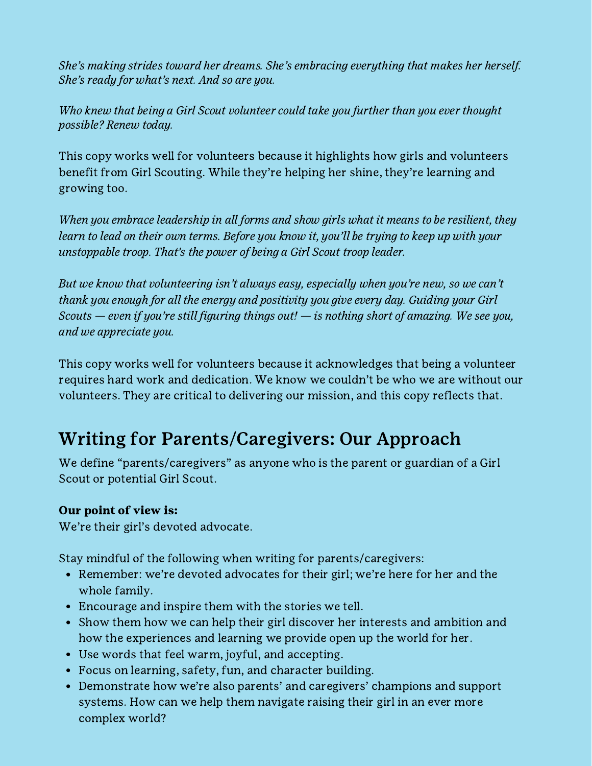*She's making strides toward her dreams. She's embracing everything that makes her herself. She's ready for what's next. And so are you.*

*Who knew that being a Girl Scout volunteer could take you further than you ever thought possible? Renew today.*

This copy works well for volunteers because it highlights how girls and volunteers benefit from Girl Scouting. While they're helping her shine, they're learning and growing too.

*When you embrace leadership in all forms and show girls what it means to be resilient, they learn to lead on their own terms. Before you know it, you'll be trying to keep up with your unstoppable troop. That's the power of being a Girl Scout troop leader.*

*But we know that volunteering isn't always easy, especially when you're new, so we can't thank you enough for all the energy and positivity you give every day. Guiding your Girl Scouts — even if you're still figuring things out! — is nothing short of amazing. We see you, and we appreciate you.*

This copy works well for volunteers because it acknowledges that being a volunteer requires hard work and dedication. We know we couldn't be who we are without our volunteers. They are critical to delivering our mission, and this copy reflects that.

## Writing for Parents/Caregivers: Our Approach

We define "parents/caregivers" as anyone who is the parent or guardian of a Girl Scout or potential Girl Scout.

**Our point of view is:**
We're their girl's devoted advocate.

Stay mindful of the following when writing for parents/caregivers:

- Remember: we're devoted advocates for their girl; we're here for her and the whole family.
- Encourage and inspire them with the stories we tell.
- Show them how we can help their girl discover her interests and ambition and how the experiences and learning we provide open up the world for her.
- Use words that feel warm, joyful, and accepting.
- Focus on learning, safety, fun, and character building.
- Demonstrate how we're also parents' and caregivers' champions and support systems. How can we help them navigate raising their girl in an ever more complex world?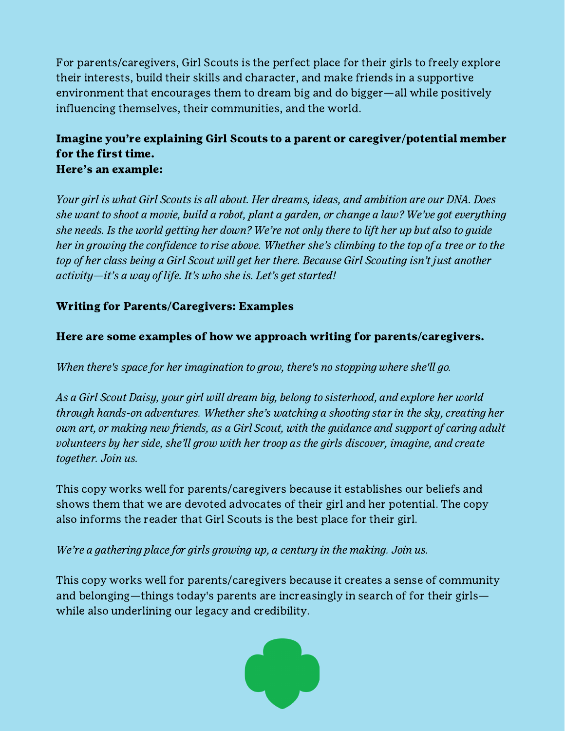For parents/caregivers, Girl Scouts is the perfect place for their girls to freely explore their interests, build their skills and character, and make friends in a supportive environment that encourages them to dream big and do bigger—all while positively influencing themselves, their communities, and the world.

**Imagine you're explaining Girl Scouts to a parent or caregiver/potential member for the first time.**
**Here's an example:**

*Your girl is what Girl Scouts is all about. Her dreams, ideas, and ambition are our DNA. Does she want to shoot a movie, build a robot, plant a garden, or change a law? We've got everything she needs. Is the world getting her down? We're not only there to lift her up but also to guide her in growing the confidence to rise above. Whether she's climbing to the top of a tree or to the top of her class being a Girl Scout will get her there. Because Girl Scouting isn't just another activity—it's a way of life. It's who she is. Let's get started!*

**Writing for Parents/Caregivers: Examples**

**Here are some examples of how we approach writing for parents/caregivers.**

*When there's space for her imagination to grow, there's no stopping where she'll go.*

*As a Girl Scout Daisy, your girl will dream big, belong to sisterhood, and explore her world through hands-on adventures. Whether she's watching a shooting star in the sky, creating her own art, or making new friends, as a Girl Scout, with the guidance and support of caring adult volunteers by her side, she'll grow with her troop as the girls discover, imagine, and create together. Join us.*

This copy works well for parents/caregivers because it establishes our beliefs and shows them that we are devoted advocates of their girl and her potential. The copy also informs the reader that Girl Scouts is the best place for their girl.

*We're a gathering place for girls growing up, a century in the making. Join us.*

This copy works well for parents/caregivers because it creates a sense of community and belonging—things today's parents are increasingly in search of for their girls—while also underlining our legacy and credibility.